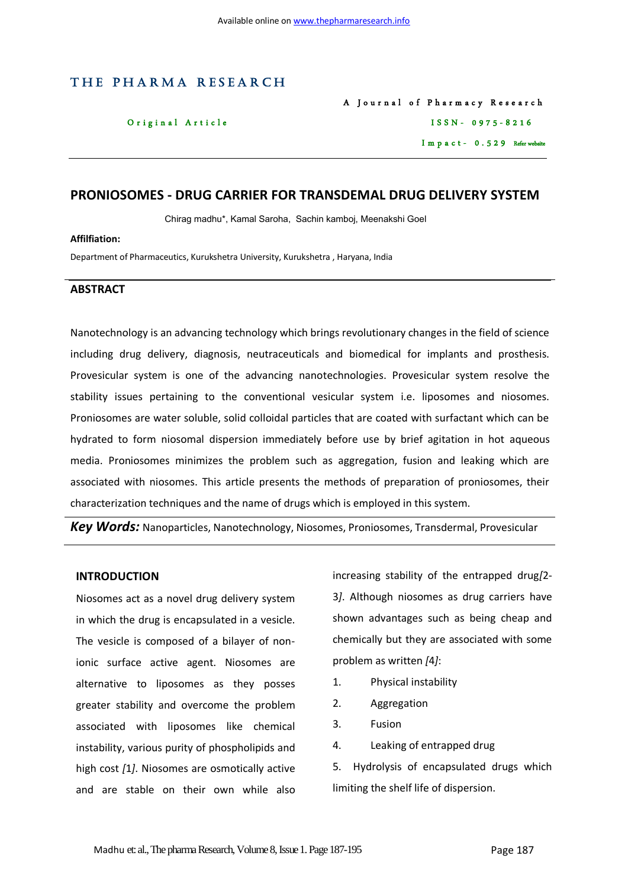THE PHARMA RESEARCH

A Journal of Pharmacy Research

Original Article

ISSN- 0975-8216

Impact- 0.529 Refer website

# PRONIOSOMES - DRUG CARRIER FOR TRANSDEMAL DRUG DELIVERY SYSTEM

Chirag madhu*, Kamal Saroha, Sachin kamboj, Meenakshi Goel

**Affilfiation:**

Department of Pharmaceutics, Kurukshetra University, Kurukshetra , Haryana, India

## ABSTRACT

Nanotechnology is an advancing technology which brings revolutionary changes in the field of science including drug delivery, diagnosis, neutraceuticals and biomedical for implants and prosthesis. Provesicular system is one of the advancing nanotechnologies. Provesicular system resolve the stability issues pertaining to the conventional vesicular system i.e. liposomes and niosomes. Proniosomes are water soluble, solid colloidal particles that are coated with surfactant which can be hydrated to form niosomal dispersion immediately before use by brief agitation in hot aqueous media. Proniosomes minimizes the problem such as aggregation, fusion and leaking which are associated with niosomes. This article presents the methods of preparation of proniosomes, their characterization techniques and the name of drugs which is employed in this system.

***Key Words:*** Nanoparticles, Nanotechnology, Niosomes, Proniosomes, Transdermal, Provesicular

## INTRODUCTION

Niosomes act as a novel drug delivery system in which the drug is encapsulated in a vesicle. The vesicle is composed of a bilayer of non-ionic surface active agent. Niosomes are alternative to liposomes as they posses greater stability and overcome the problem associated with liposomes like chemical instability, various purity of phospholipids and high cost *[1]*. Niosomes are osmotically active and are stable on their own while also increasing stability of the entrapped drug*[2-3]*. Although niosomes as drug carriers have shown advantages such as being cheap and chemically but they are associated with some problem as written *[4]*:

1. Physical instability
2. Aggregation
3. Fusion
4. Leaking of entrapped drug
5. Hydrolysis of encapsulated drugs which limiting the shelf life of dispersion.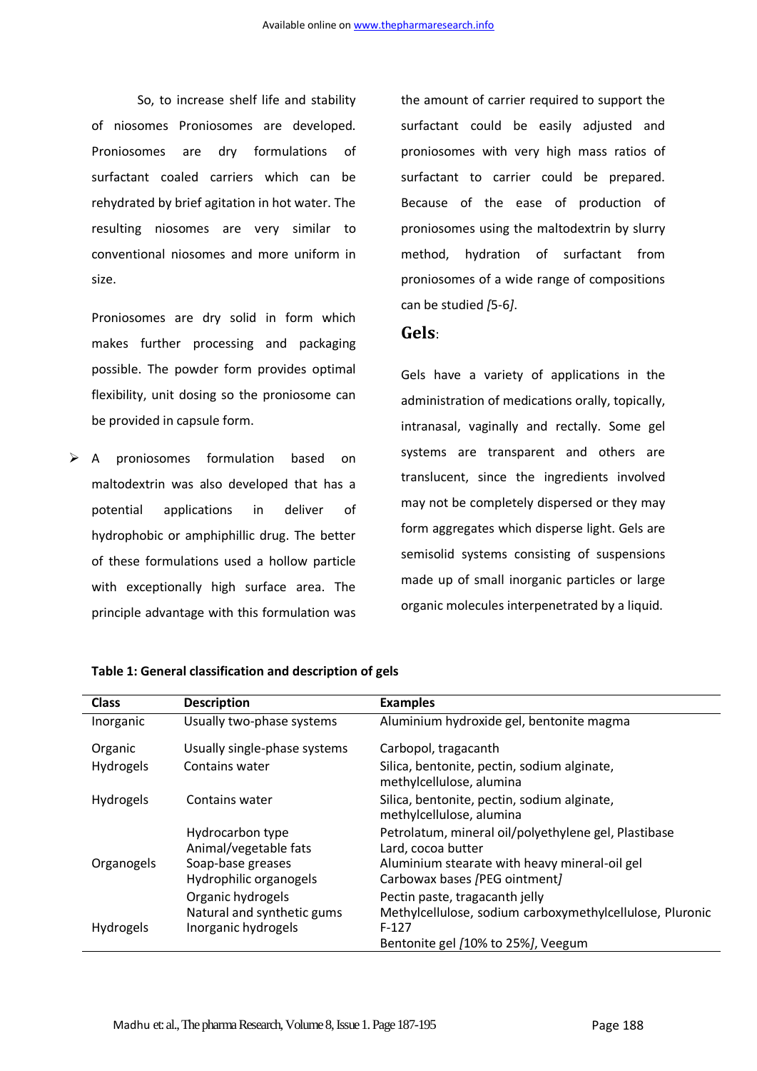So, to increase shelf life and stability of niosomes Proniosomes are developed. Proniosomes are dry formulations of surfactant coaled carriers which can be rehydrated by brief agitation in hot water. The resulting niosomes are very similar to conventional niosomes and more uniform in size.

Proniosomes are dry solid in form which makes further processing and packaging possible. The powder form provides optimal flexibility, unit dosing so the proniosome can be provided in capsule form.

- A proniosomes formulation based on maltodextrin was also developed that has a potential applications in deliver of hydrophobic or amphiphillic drug. The better of these formulations used a hollow particle with exceptionally high surface area. The principle advantage with this formulation was the amount of carrier required to support the surfactant could be easily adjusted and proniosomes with very high mass ratios of surfactant to carrier could be prepared. Because of the ease of production of proniosomes using the maltodextrin by slurry method, hydration of surfactant from proniosomes of a wide range of compositions can be studied [5-6].

## Gels:

Gels have a variety of applications in the administration of medications orally, topically, intranasal, vaginally and rectally. Some gel systems are transparent and others are translucent, since the ingredients involved may not be completely dispersed or they may form aggregates which disperse light. Gels are semisolid systems consisting of suspensions made up of small inorganic particles or large organic molecules interpenetrated by a liquid.

**Table 1: General classification and description of gels**

| Class | Description | Examples |
|---|---|---|
| Inorganic | Usually two-phase systems | Aluminium hydroxide gel, bentonite magma |
| Organic | Usually single-phase systems | Carbopol, tragacanth |
| Hydrogels | Contains water | Silica, bentonite, pectin, sodium alginate, methylcellulose, alumina |
| Hydrogels | Contains water | Silica, bentonite, pectin, sodium alginate, methylcellulose, alumina |
| Organogels | Hydrocarbon type<br>Animal/vegetable fats<br>Soap-base greases<br>Hydrophilic organogels | Petrolatum, mineral oil/polyethylene gel, Plastibase<br>Lard, cocoa butter<br>Aluminium stearate with heavy mineral-oil gel<br>Carbowax bases [PEG ointment] |
| Hydrogels | Organic hydrogels<br>Natural and synthetic gums<br>Inorganic hydrogels | Pectin paste, tragacanth jelly<br>Methylcellulose, sodium carboxymethylcellulose, Pluronic F-127<br>Bentonite gel [10% to 25%], Veegum |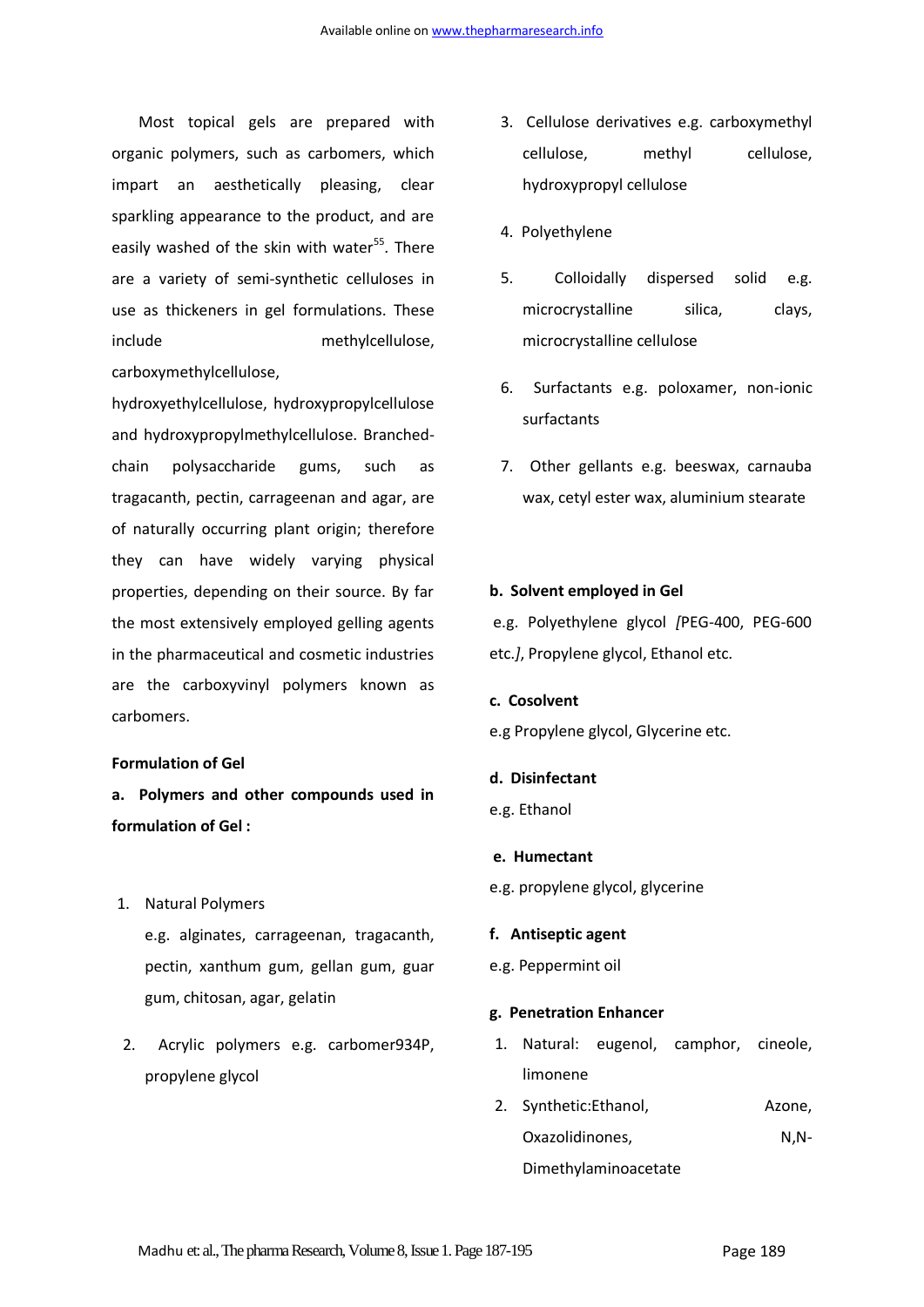Most topical gels are prepared with organic polymers, such as carbomers, which impart an aesthetically pleasing, clear sparkling appearance to the product, and are easily washed of the skin with water[55]. There are a variety of semi-synthetic celluloses in use as thickeners in gel formulations. These include methylcellulose, carboxymethylcellulose, hydroxyethylcellulose, hydroxypropylcellulose and hydroxypropylmethylcellulose. Branched-chain polysaccharide gums, such as tragacanth, pectin, carrageenan and agar, are of naturally occurring plant origin; therefore they can have widely varying physical properties, depending on their source. By far the most extensively employed gelling agents in the pharmaceutical and cosmetic industries are the carboxyvinyl polymers known as carbomers.

**Formulation of Gel**

**a. Polymers and other compounds used in formulation of Gel :**

1. Natural Polymers
   e.g. alginates, carrageenan, tragacanth, pectin, xanthum gum, gellan gum, guar gum, chitosan, agar, gelatin
2. Acrylic polymers e.g. carbomer934P, propylene glycol
3. Cellulose derivatives e.g. carboxymethyl cellulose, methyl cellulose, hydroxypropyl cellulose
4. Polyethylene
5. Colloidally dispersed solid e.g. microcrystalline silica, clays, microcrystalline cellulose
6. Surfactants e.g. poloxamer, non-ionic surfactants
7. Other gellants e.g. beeswax, carnauba wax, cetyl ester wax, aluminium stearate

**b. Solvent employed in Gel**

e.g. Polyethylene glycol *[*PEG-400, PEG-600 etc.*]*, Propylene glycol, Ethanol etc.

**c. Cosolvent**

e.g Propylene glycol, Glycerine etc.

**d. Disinfectant**

e.g. Ethanol

**e. Humectant**

e.g. propylene glycol, glycerine

**f. Antiseptic agent**

e.g. Peppermint oil

**g. Penetration Enhancer**

1. Natural: eugenol, camphor, cineole, limonene
2. Synthetic:Ethanol, Azone, Oxazolidinones, N,N-Dimethylaminoacetate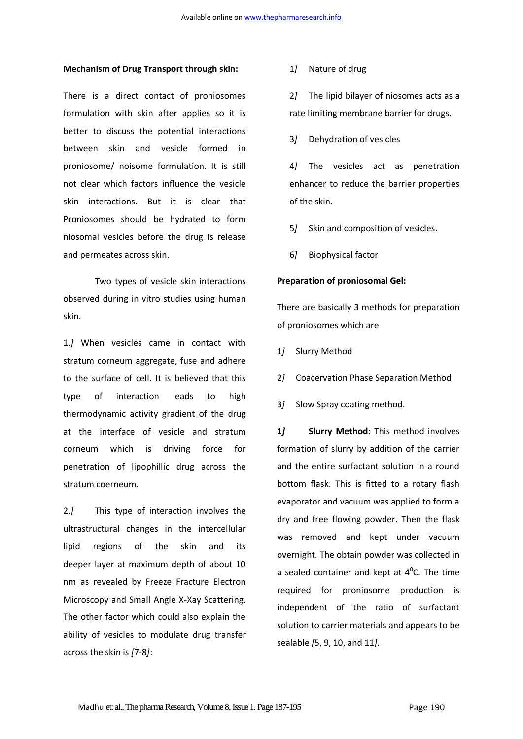**Mechanism of Drug Transport through skin:**

There is a direct contact of proniosomes formulation with skin after applies so it is better to discuss the potential interactions between skin and vesicle formed in proniosome/ noisome formulation. It is still not clear which factors influence the vesicle skin interactions. But it is clear that Proniosomes should be hydrated to form niosomal vesicles before the drug is release and permeates across skin.

Two types of vesicle skin interactions observed during in vitro studies using human skin.

1.*]* When vesicles came in contact with stratum corneum aggregate, fuse and adhere to the surface of cell. It is believed that this type of interaction leads to high thermodynamic activity gradient of the drug at the interface of vesicle and stratum corneum which is driving force for penetration of lipophillic drug across the stratum coerneum.

2.*]* This type of interaction involves the ultrastructural changes in the intercellular lipid regions of the skin and its deeper layer at maximum depth of about 10 nm as revealed by Freeze Fracture Electron Microscopy and Small Angle X-Xay Scattering. The other factor which could also explain the ability of vesicles to modulate drug transfer across the skin is *[*7-8*]*:

1*]* Nature of drug

2*]* The lipid bilayer of niosomes acts as a rate limiting membrane barrier for drugs.

3*]* Dehydration of vesicles

4*]* The vesicles act as penetration enhancer to reduce the barrier properties of the skin.

5*]* Skin and composition of vesicles.

6*]* Biophysical factor

**Preparation of proniosomal Gel:**

There are basically 3 methods for preparation of proniosomes which are

1*]* Slurry Method

2*]* Coacervation Phase Separation Method

3*]* Slow Spray coating method.

**1*]* Slurry Method**: This method involves formation of slurry by addition of the carrier and the entire surfactant solution in a round bottom flask. This is fitted to a rotary flash evaporator and vacuum was applied to form a dry and free flowing powder. Then the flask was removed and kept under vacuum overnight. The obtain powder was collected in a sealed container and kept at $4^0$C. The time required for proniosome production is independent of the ratio of surfactant solution to carrier materials and appears to be sealable *[*5, 9, 10, and 11*]*.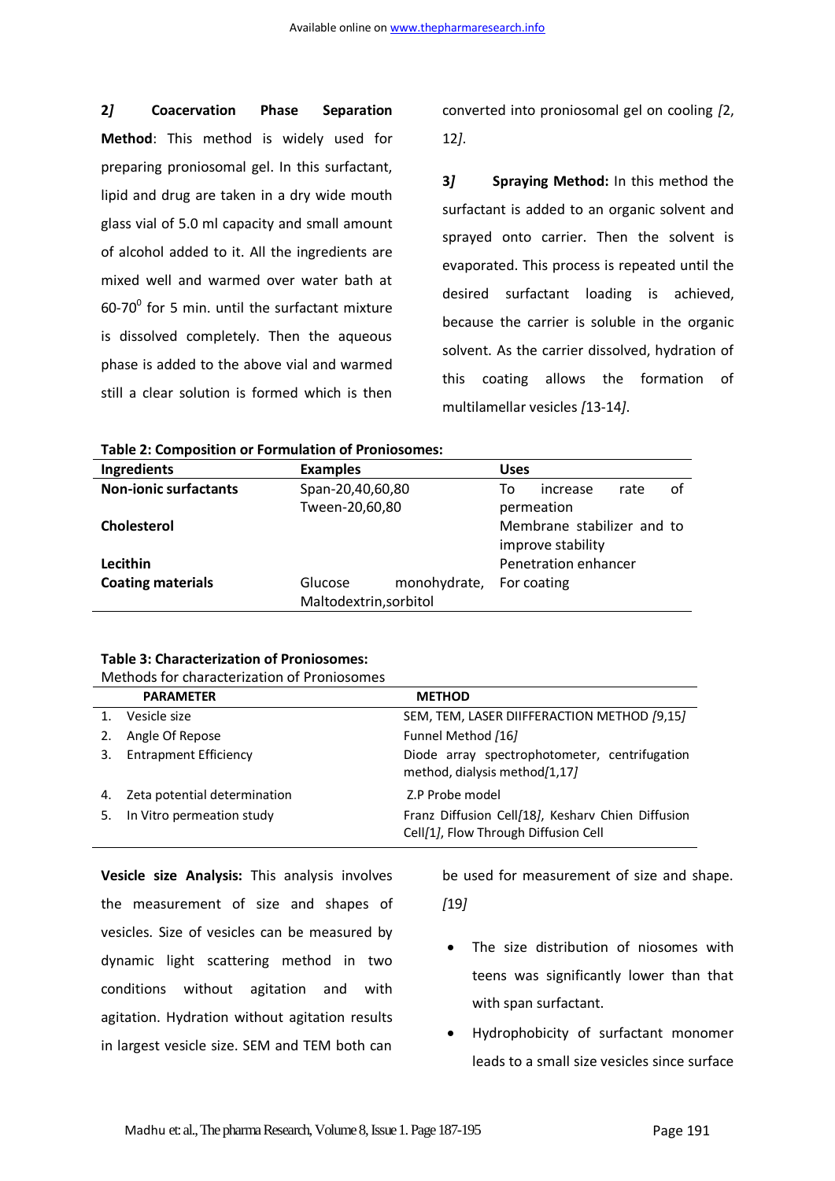**2] Coacervation Phase Separation Method**: This method is widely used for preparing proniosomal gel. In this surfactant, lipid and drug are taken in a dry wide mouth glass vial of 5.0 ml capacity and small amount of alcohol added to it. All the ingredients are mixed well and warmed over water bath at 60-70$^0$ for 5 min. until the surfactant mixture is dissolved completely. Then the aqueous phase is added to the above vial and warmed still a clear solution is formed which is then converted into proniosomal gel on cooling *[2, 12]*.

**3] Spraying Method:** In this method the surfactant is added to an organic solvent and sprayed onto carrier. Then the solvent is evaporated. This process is repeated until the desired surfactant loading is achieved, because the carrier is soluble in the organic solvent. As the carrier dissolved, hydration of this coating allows the formation of multilamellar vesicles *[13-14]*.

**Table 2: Composition or Formulation of Proniosomes:**

| Ingredients | Examples | Uses |
|---|---|---|
| **Non-ionic surfactants** | Span-20,40,60,80 Tween-20,60,80 | To increase rate of permeation |
| **Cholesterol** | | Membrane stabilizer and to improve stability |
| **Lecithin** | | Penetration enhancer |
| **Coating materials** | Glucose monohydrate, Maltodextrin,sorbitol | For coating |

**Table 3: Characterization of Proniosomes:**

Methods for characterization of Proniosomes

| | PARAMETER | METHOD |
|---|---|---|
| 1. | Vesicle size | SEM, TEM, LASER DIIFFERACTION METHOD *[9,15]* |
| 2. | Angle Of Repose | Funnel Method *[16]* |
| 3. | Entrapment Efficiency | Diode array spectrophotometer, centrifugation method, dialysis method*[1,17]* |
| 4. | Zeta potential determination | Z.P Probe model |
| 5. | In Vitro permeation study | Franz Diffusion Cell*[18]*, Kesharv Chien Diffusion Cell*[1]*, Flow Through Diffusion Cell |

**Vesicle size Analysis:** This analysis involves the measurement of size and shapes of vesicles. Size of vesicles can be measured by dynamic light scattering method in two conditions without agitation and with agitation. Hydration without agitation results in largest vesicle size. SEM and TEM both can be used for measurement of size and shape. *[19]*

- The size distribution of niosomes with teens was significantly lower than that with span surfactant.
- Hydrophobicity of surfactant monomer leads to a small size vesicles since surface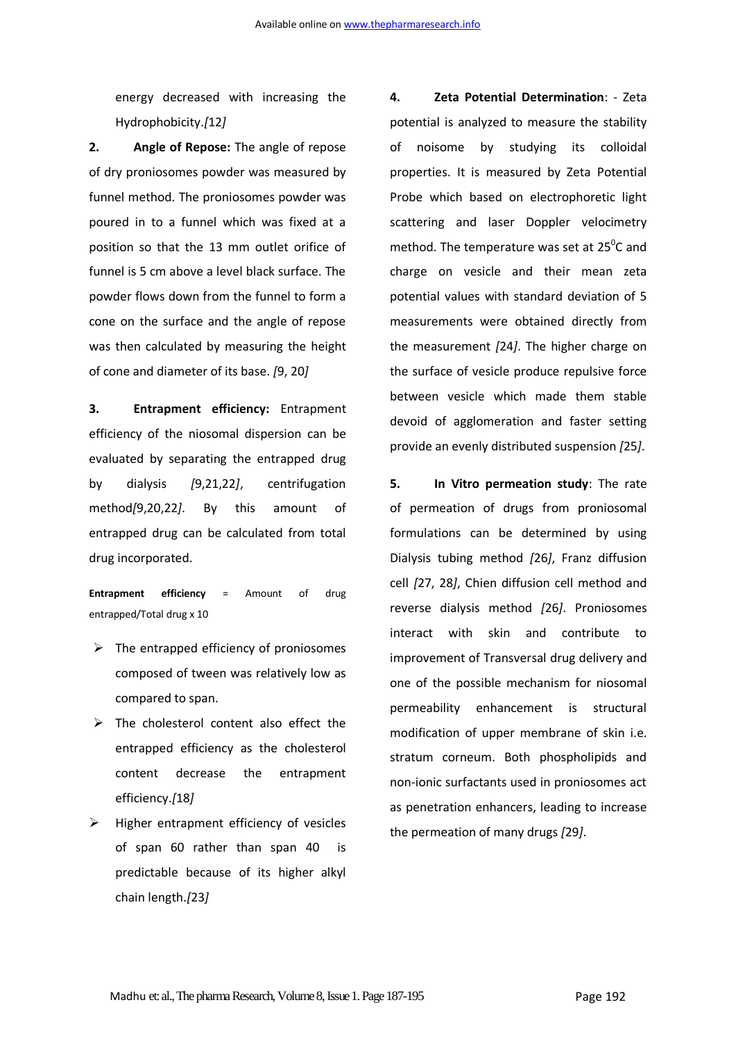energy decreased with increasing the Hydrophobicity.[12]

2. **Angle of Repose:** The angle of repose of dry proniosomes powder was measured by funnel method. The proniosomes powder was poured in to a funnel which was fixed at a position so that the 13 mm outlet orifice of funnel is 5 cm above a level black surface. The powder flows down from the funnel to form a cone on the surface and the angle of repose was then calculated by measuring the height of cone and diameter of its base. [9, 20]

3. **Entrapment efficiency:** Entrapment efficiency of the niosomal dispersion can be evaluated by separating the entrapped drug by dialysis [9,21,22], centrifugation method[9,20,22]. By this amount of entrapped drug can be calculated from total drug incorporated.

**Entrapment efficiency** = Amount of drug entrapped/Total drug x 10

- The entrapped efficiency of proniosomes composed of tween was relatively low as compared to span.
- The cholesterol content also effect the entrapped efficiency as the cholesterol content decrease the entrapment efficiency.[18]
- Higher entrapment efficiency of vesicles of span 60 rather than span 40 is predictable because of its higher alkyl chain length.[23]

4. **Zeta Potential Determination**: - Zeta potential is analyzed to measure the stability of noisome by studying its colloidal properties. It is measured by Zeta Potential Probe which based on electrophoretic light scattering and laser Doppler velocimetry method. The temperature was set at $25^{0}$C and charge on vesicle and their mean zeta potential values with standard deviation of 5 measurements were obtained directly from the measurement [24]. The higher charge on the surface of vesicle produce repulsive force between vesicle which made them stable devoid of agglomeration and faster setting provide an evenly distributed suspension [25].

5. **In Vitro permeation study**: The rate of permeation of drugs from proniosomal formulations can be determined by using Dialysis tubing method [26], Franz diffusion cell [27, 28], Chien diffusion cell method and reverse dialysis method [26]. Proniosomes interact with skin and contribute to improvement of Transversal drug delivery and one of the possible mechanism for niosomal permeability enhancement is structural modification of upper membrane of skin i.e. stratum corneum. Both phospholipids and non-ionic surfactants used in proniosomes act as penetration enhancers, leading to increase the permeation of many drugs [29].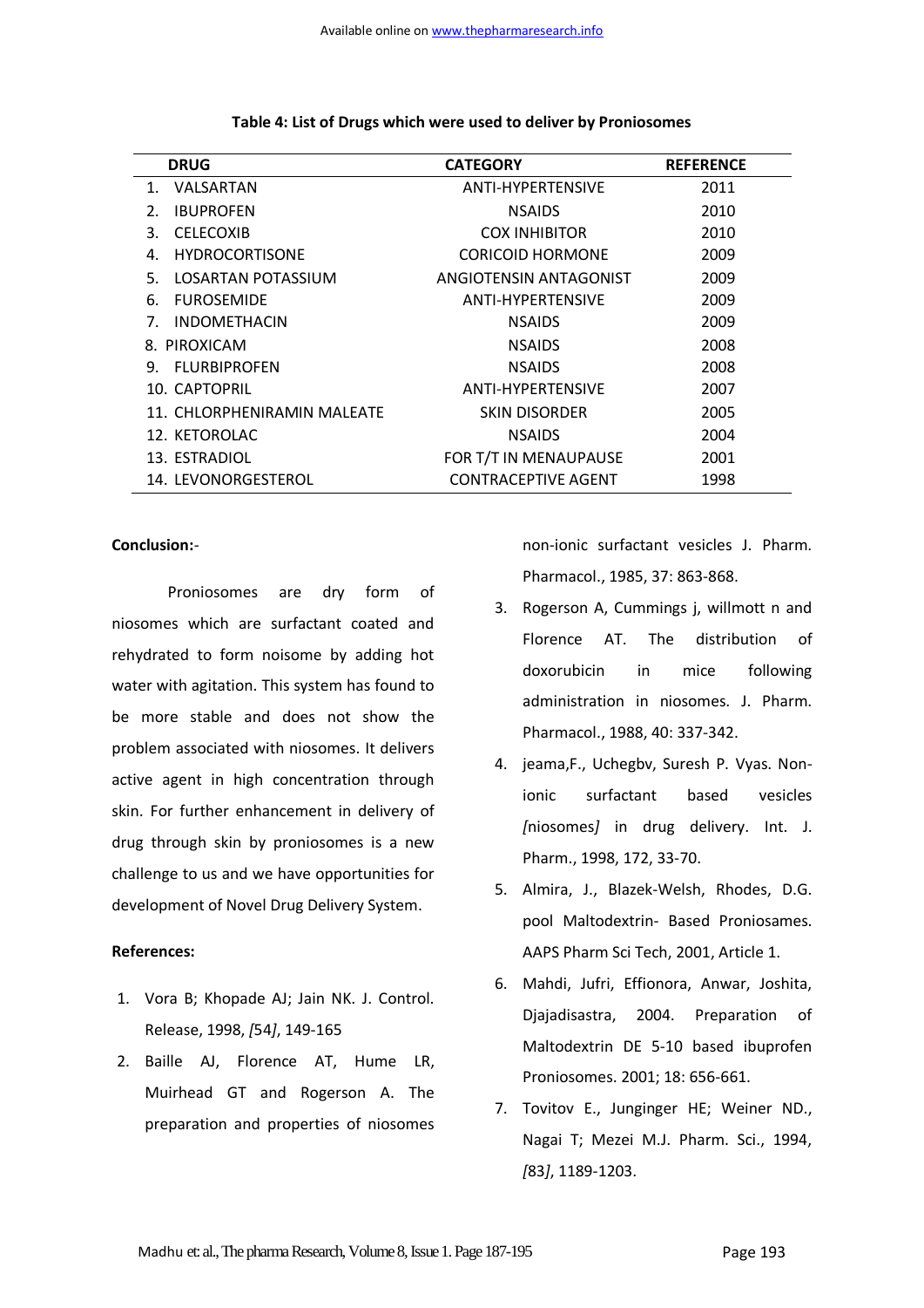**Table 4: List of Drugs which were used to deliver by Proniosomes**

| DRUG | CATEGORY | REFERENCE |
|---|---|---|
| 1. VALSARTAN | ANTI-HYPERTENSIVE | 2011 |
| 2. IBUPROFEN | NSAIDS | 2010 |
| 3. CELECOXIB | COX INHIBITOR | 2010 |
| 4. HYDROCORTISONE | CORICOID HORMONE | 2009 |
| 5. LOSARTAN POTASSIUM | ANGIOTENSIN ANTAGONIST | 2009 |
| 6. FUROSEMIDE | ANTI-HYPERTENSIVE | 2009 |
| 7. INDOMETHACIN | NSAIDS | 2009 |
| 8. PIROXICAM | NSAIDS | 2008 |
| 9. FLURBIPROFEN | NSAIDS | 2008 |
| 10. CAPTOPRIL | ANTI-HYPERTENSIVE | 2007 |
| 11. CHLORPHENIRAMIN MALEATE | SKIN DISORDER | 2005 |
| 12. KETOROLAC | NSAIDS | 2004 |
| 13. ESTRADIOL | FOR T/T IN MENAUPAUSE | 2001 |
| 14. LEVONORGESTEROL | CONTRACEPTIVE AGENT | 1998 |

**Conclusion:-**

Proniosomes are dry form of niosomes which are surfactant coated and rehydrated to form noisome by adding hot water with agitation. This system has found to be more stable and does not show the problem associated with niosomes. It delivers active agent in high concentration through skin. For further enhancement in delivery of drug through skin by proniosomes is a new challenge to us and we have opportunities for development of Novel Drug Delivery System.

**References:**

1. Vora B; Khopade AJ; Jain NK. J. Control. Release, 1998, *[54]*, 149-165
2. Baille AJ, Florence AT, Hume LR, Muirhead GT and Rogerson A. The preparation and properties of niosomes non-ionic surfactant vesicles J. Pharm. Pharmacol., 1985, 37: 863-868.
3. Rogerson A, Cummings j, willmott n and Florence AT. The distribution of doxorubicin in mice following administration in niosomes. J. Pharm. Pharmacol., 1988, 40: 337-342.
4. jeama,F., Uchegbv, Suresh P. Vyas. Non-ionic surfactant based vesicles *[*niosomes*]* in drug delivery. Int. J. Pharm., 1998, 172, 33-70.
5. Almira, J., Blazek-Welsh, Rhodes, D.G. pool Maltodextrin- Based Proniosames. AAPS Pharm Sci Tech, 2001, Article 1.
6. Mahdi, Jufri, Effionora, Anwar, Joshita, Djajadisastra, 2004. Preparation of Maltodextrin DE 5-10 based ibuprofen Proniosomes. 2001; 18: 656-661.
7. Tovitov E., Junginger HE; Weiner ND., Nagai T; Mezei M.J. Pharm. Sci., 1994, *[*83*]*, 1189-1203.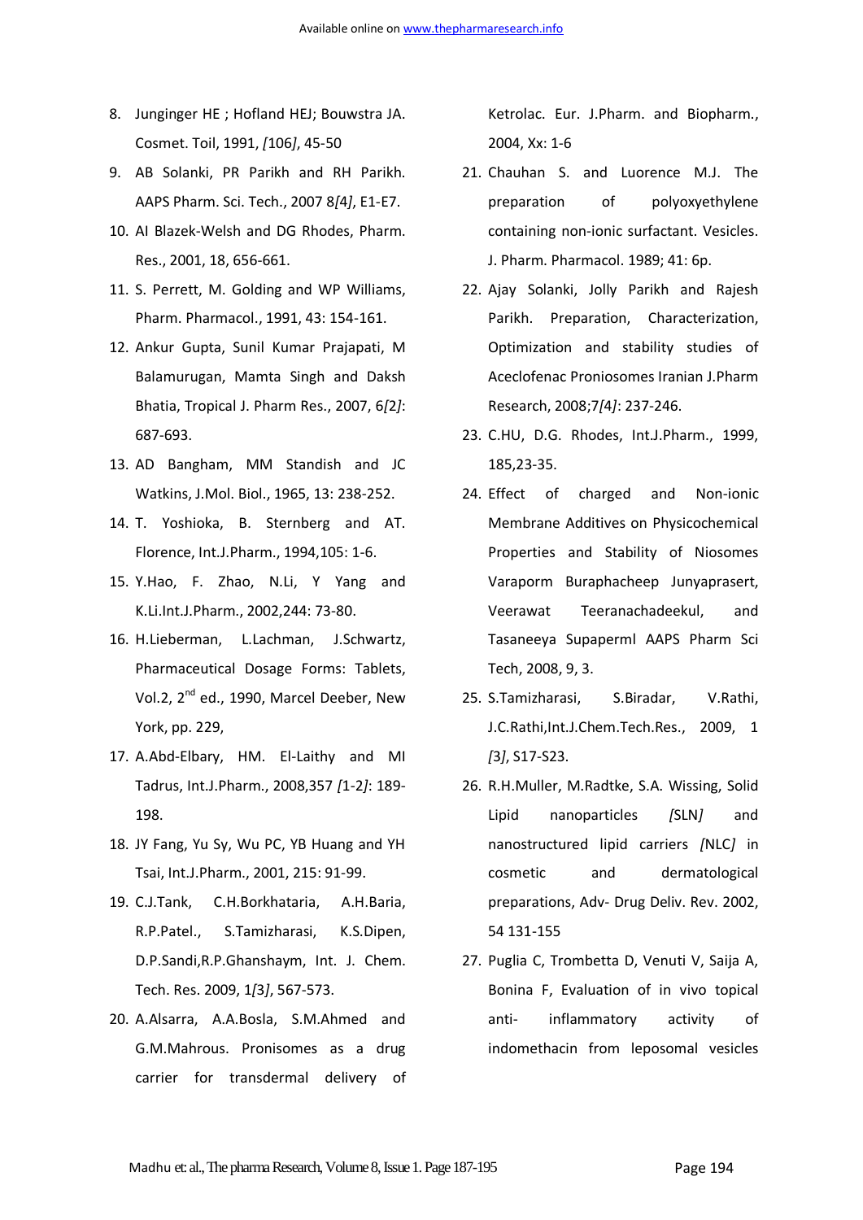8. Junginger HE ; Hofland HEJ; Bouwstra JA. Cosmet. Toil, 1991, *[106]*, 45-50
9. AB Solanki, PR Parikh and RH Parikh. AAPS Pharm. Sci. Tech., 2007 8*[4]*, E1-E7.
10. AI Blazek-Welsh and DG Rhodes, Pharm. Res., 2001, 18, 656-661.
11. S. Perrett, M. Golding and WP Williams, Pharm. Pharmacol., 1991, 43: 154-161.
12. Ankur Gupta, Sunil Kumar Prajapati, M Balamurugan, Mamta Singh and Daksh Bhatia, Tropical J. Pharm Res., 2007, 6*[2]*: 687-693.
13. AD Bangham, MM Standish and JC Watkins, J.Mol. Biol., 1965, 13: 238-252.
14. T. Yoshioka, B. Sternberg and AT. Florence, Int.J.Pharm., 1994,105: 1-6.
15. Y.Hao, F. Zhao, N.Li, Y Yang and K.Li.Int.J.Pharm., 2002,244: 73-80.
16. H.Lieberman, L.Lachman, J.Schwartz, Pharmaceutical Dosage Forms: Tablets, Vol.2, 2nd ed., 1990, Marcel Deeber, New York, pp. 229,
17. A.Abd-Elbary, HM. El-Laithy and MI Tadrus, Int.J.Pharm., 2008,357 *[1-2]*: 189-198.
18. JY Fang, Yu Sy, Wu PC, YB Huang and YH Tsai, Int.J.Pharm., 2001, 215: 91-99.
19. C.J.Tank, C.H.Borkhataria, A.H.Baria, R.P.Patel., S.Tamizharasi, K.S.Dipen, D.P.Sandi,R.P.Ghanshaym, Int. J. Chem. Tech. Res. 2009, 1*[3]*, 567-573.
20. A.Alsarra, A.A.Bosla, S.M.Ahmed and G.M.Mahrous. Pronisomes as a drug carrier for transdermal delivery of Ketrolac. Eur. J.Pharm. and Biopharm., 2004, Xx: 1-6
21. Chauhan S. and Luorence M.J. The preparation of polyoxyethylene containing non-ionic surfactant. Vesicles. J. Pharm. Pharmacol. 1989; 41: 6p.
22. Ajay Solanki, Jolly Parikh and Rajesh Parikh. Preparation, Characterization, Optimization and stability studies of Aceclofenac Proniosomes Iranian J.Pharm Research, 2008;7*[4]*: 237-246.
23. C.HU, D.G. Rhodes, Int.J.Pharm., 1999, 185,23-35.
24. Effect of charged and Non-ionic Membrane Additives on Physicochemical Properties and Stability of Niosomes Varaporm Buraphacheep Junyaprasert, Veerawat Teeranachadeekul, and Tasaneeya Supaperml AAPS Pharm Sci Tech, 2008, 9, 3.
25. S.Tamizharasi, S.Biradar, V.Rathi, J.C.Rathi,Int.J.Chem.Tech.Res., 2009, 1 *[3]*, S17-S23.
26. R.H.Muller, M.Radtke, S.A. Wissing, Solid Lipid nanoparticles *[SLN]* and nanostructured lipid carriers *[NLC]* in cosmetic and dermatological preparations, Adv- Drug Deliv. Rev. 2002, 54 131-155
27. Puglia C, Trombetta D, Venuti V, Saija A, Bonina F, Evaluation of in vivo topical anti- inflammatory activity of indomethacin from leposomal vesicles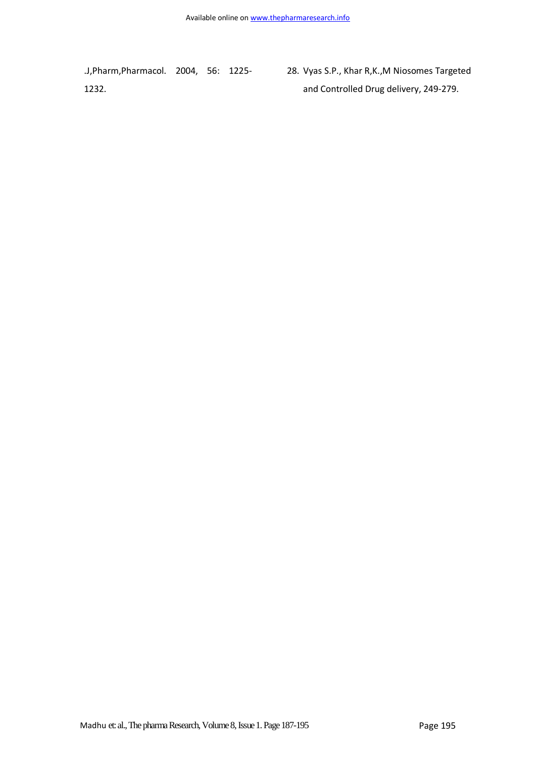.J,Pharm,Pharmacol. 2004, 56: 1225-1232.

28. Vyas S.P., Khar R,K.,M Niosomes Targeted and Controlled Drug delivery, 249-279.